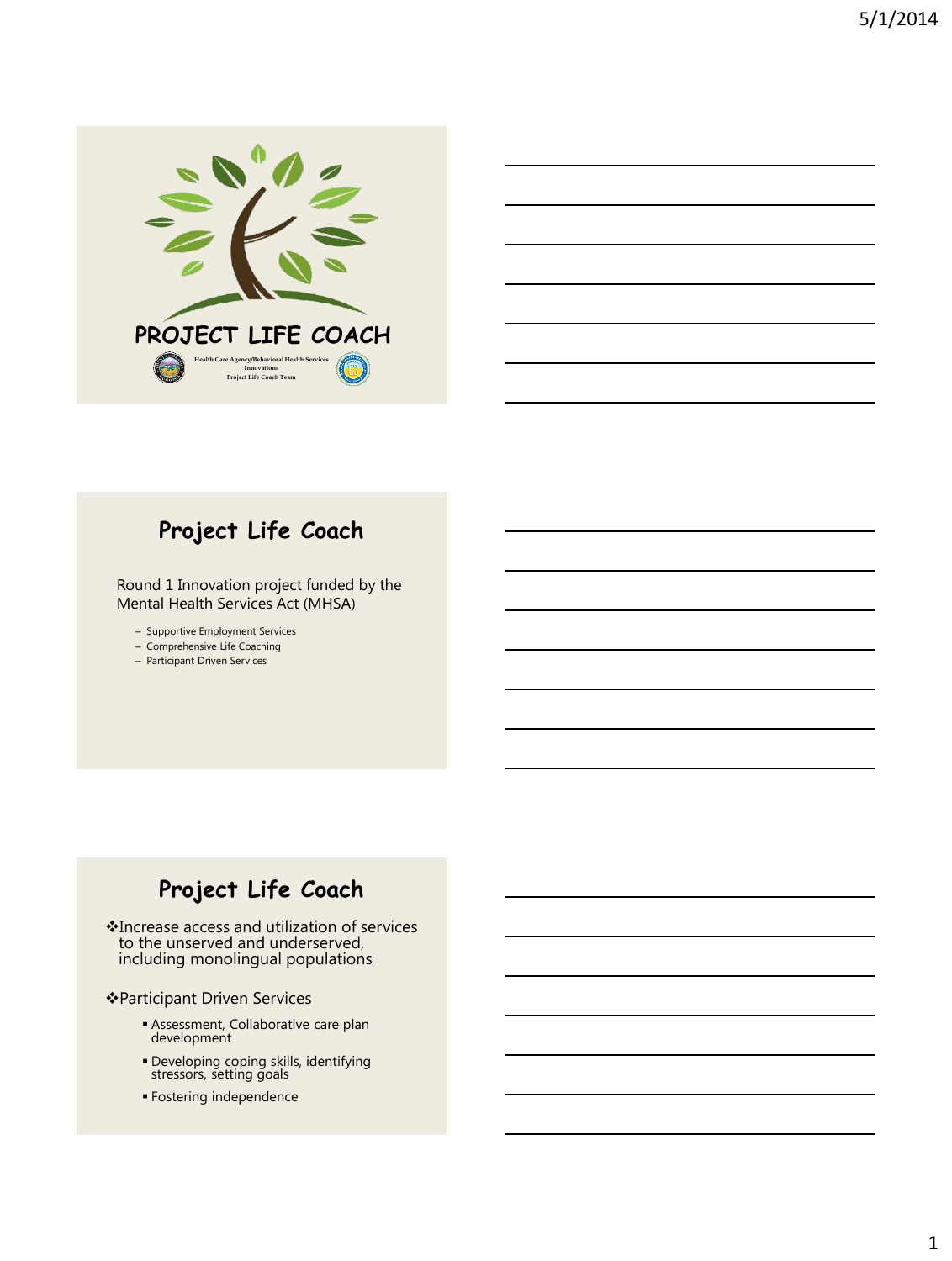# PROJECT LIFE COACH

Health Care Agency/Behavioral Health Services
Innovations
Project Life Coach Team

## Project Life Coach

Round 1 Innovation project funded by the Mental Health Services Act (MHSA)

- Supportive Employment Services
- Comprehensive Life Coaching
- Participant Driven Services

## Project Life Coach

❖Increase access and utilization of services to the unserved and underserved, including monolingual populations

❖Participant Driven Services

- Assessment, Collaborative care plan development
- Developing coping skills, identifying stressors, setting goals
- Fostering independence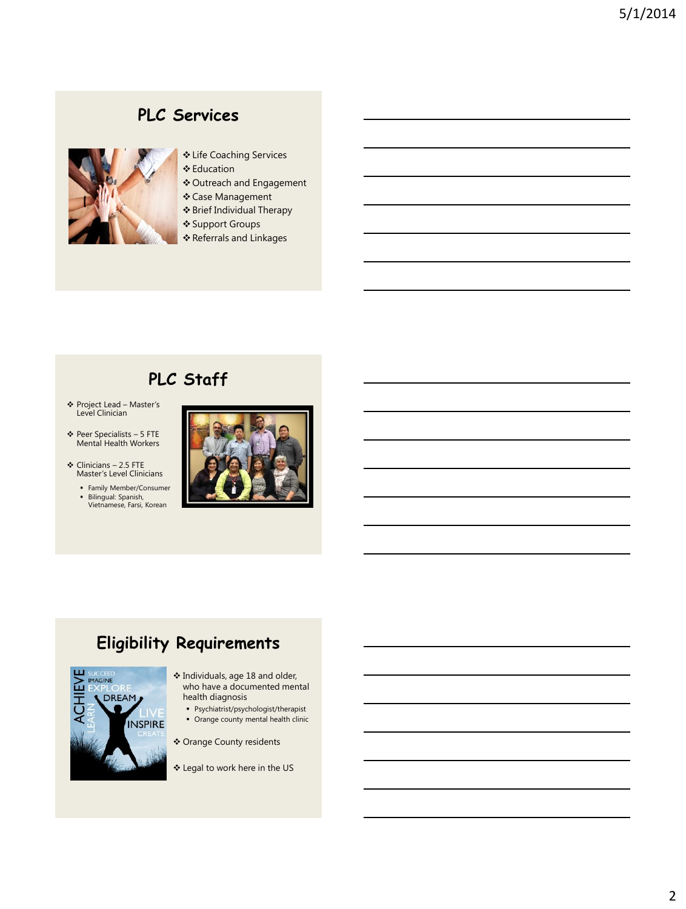## PLC Services

- Life Coaching Services
- Education
- Outreach and Engagement
- Case Management
- Brief Individual Therapy
- Support Groups
- Referrals and Linkages

## PLC Staff

- Project Lead – Master's Level Clinician
- Peer Specialists – 5 FTE Mental Health Workers
- Clinicians – 2.5 FTE Master's Level Clinicians
  - Family Member/Consumer
  - Bilingual: Spanish, Vietnamese, Farsi, Korean

## Eligibility Requirements

- Individuals, age 18 and older, who have a documented mental health diagnosis
  - Psychiatrist/psychologist/therapist
  - Orange county mental health clinic
- Orange County residents
- Legal to work here in the US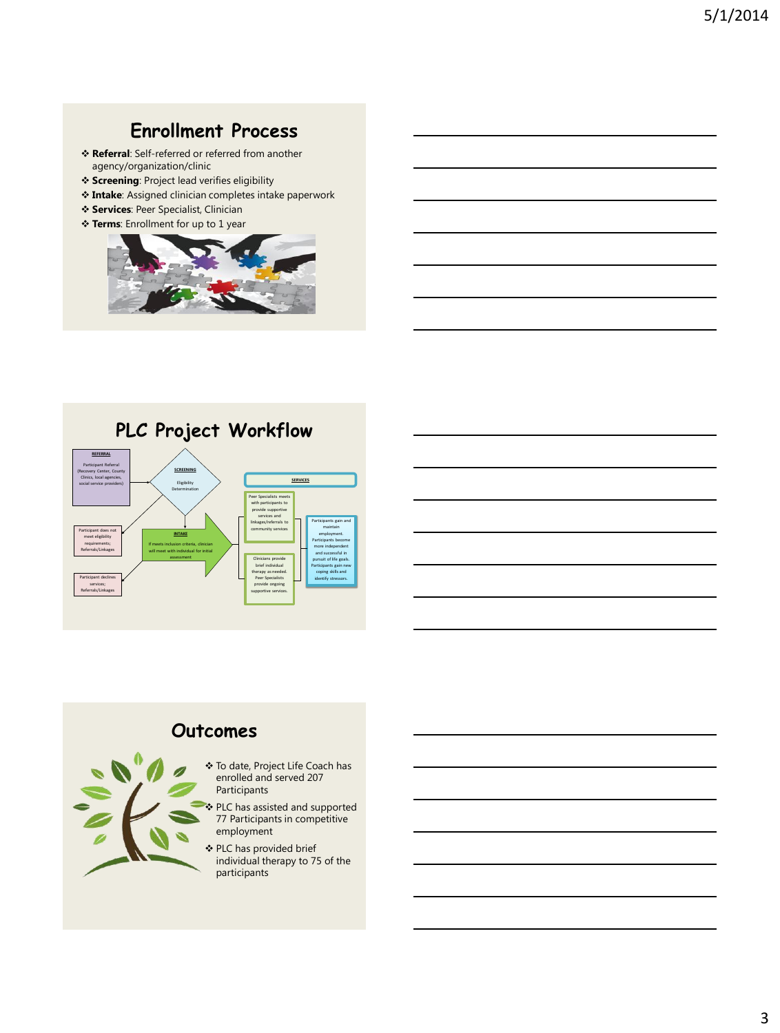## Enrollment Process

- **Referral**: Self-referred or referred from another agency/organization/clinic
- **Screening**: Project lead verifies eligibility
- **Intake**: Assigned clinician completes intake paperwork
- **Services**: Peer Specialist, Clinician
- **Terms**: Enrollment for up to 1 year

## PLC Project Workflow

**REFERRAL**
Participant Referral (Recovery Center, County Clinics, local agencies, social service providers)

**SCREENING**
Eligibility Determination

Participant does not meet eligibility requirements; Referrals/Linkages

Participant declines services; Referrals/Linkages

**INTAKE**
If meets inclusion criteria, clinician will meet with individual for initial assessment

**SERVICES**

Peer Specialists meets with participants to provide supportive services and linkages/referrals to community services

Clinicians provide brief individual therapy as needed. Peer Specialists provide ongoing supportive services.

Participants gain and maintain employment. Participants become more independent and successful in pursuit of life goals. Participants gain new coping skills and identify stressors.

## Outcomes

- To date, Project Life Coach has enrolled and served 207 Participants
- PLC has assisted and supported 77 Participants in competitive employment
- PLC has provided brief individual therapy to 75 of the participants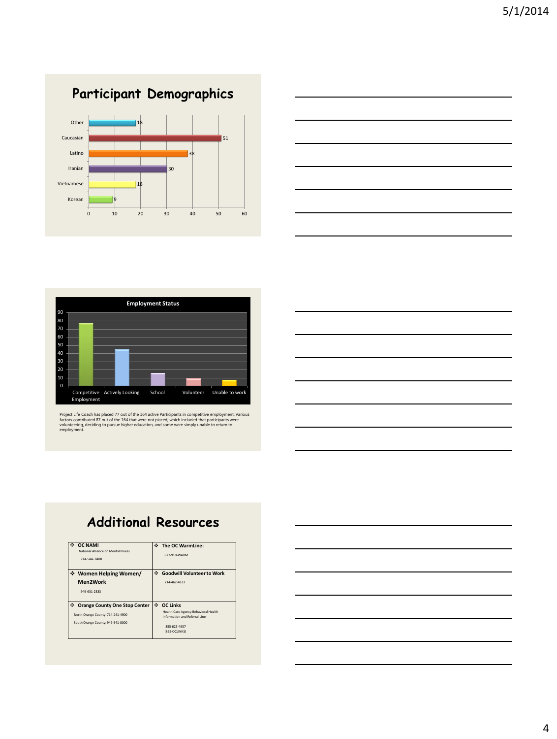## Participant Demographics

| Group | Count |
|---|---|
| Other | 18 |
| Caucasian | 51 |
| Latino | 38 |
| Iranian | 30 |
| Vietnamese | 18 |
| Korean | 9 |

## Employment Status

| Status | Count |
|---|---|
| Competitive Employment | 77 |
| Actively Looking | 45 |
| School | 16 |
| Volunteer | 10 |
| Unable to work | 8 |

Project Life Coach has placed 77 out of the 164 active Participants in competitive employment. Various factors contributed 87 out of the 164 that were not placed, which included that participants were volunteering, deciding to pursue higher education, and some were simply unable to return to employment.

## Additional Resources

| | |
|---|---|
| ❖ **OC NAMI** National Alliance on Mental Illness 714-544- 8488 | ❖ **The OC WarmLine:** 877-910-WARM |
| ❖ **Women Helping Women/ Men2Work** 949-631-2333 | ❖ **Goodwill Volunteer to Work** 714-462-4823 |
| ❖ **Orange County One Stop Center** North Orange County: 714-241-4900 South Orange County: 949-341-8000 | ❖ **OC Links** Health Care Agency Behavioral Health Information and Referral Line 855-625-4657 (855-OCLINKS) |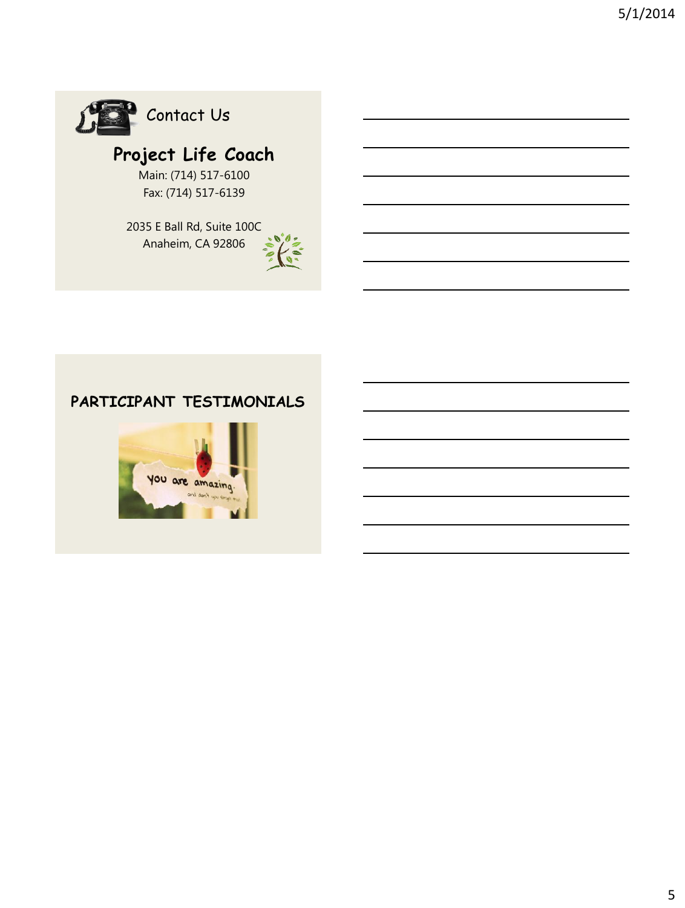## Contact Us

### Project Life Coach

Main: (714) 517-6100
Fax: (714) 517-6139

2035 E Ball Rd, Suite 100C
Anaheim, CA 92806

## PARTICIPANT TESTIMONIALS